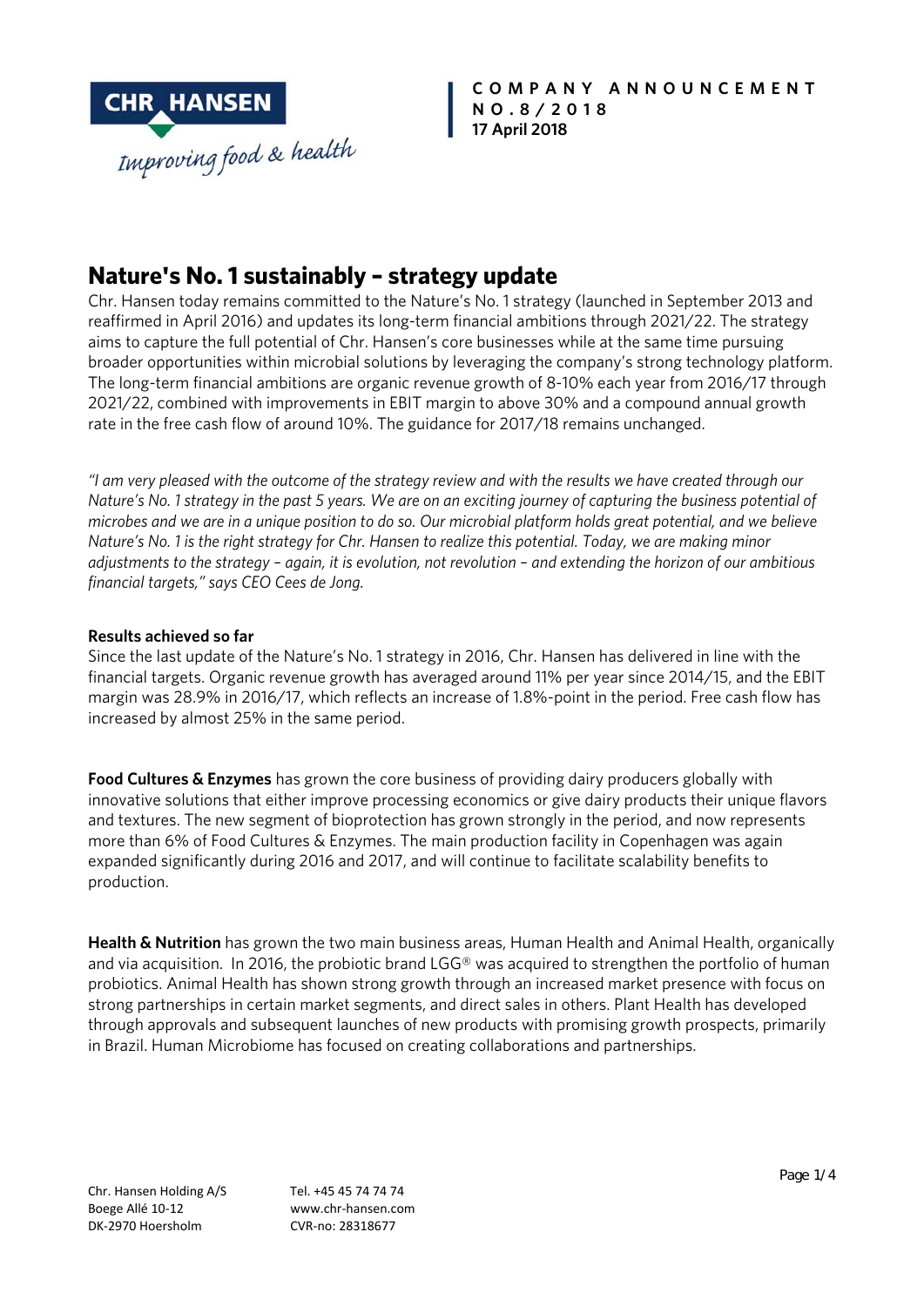**COMPANY ANNOUNCEMENT NO.8/2018**
**17 April 2018**

# Nature's No. 1 sustainably – strategy update

Chr. Hansen today remains committed to the Nature's No. 1 strategy (launched in September 2013 and reaffirmed in April 2016) and updates its long-term financial ambitions through 2021/22. The strategy aims to capture the full potential of Chr. Hansen's core businesses while at the same time pursuing broader opportunities within microbial solutions by leveraging the company's strong technology platform. The long-term financial ambitions are organic revenue growth of 8-10% each year from 2016/17 through 2021/22, combined with improvements in EBIT margin to above 30% and a compound annual growth rate in the free cash flow of around 10%. The guidance for 2017/18 remains unchanged.

*"I am very pleased with the outcome of the strategy review and with the results we have created through our Nature's No. 1 strategy in the past 5 years. We are on an exciting journey of capturing the business potential of microbes and we are in a unique position to do so. Our microbial platform holds great potential, and we believe Nature's No. 1 is the right strategy for Chr. Hansen to realize this potential. Today, we are making minor adjustments to the strategy – again, it is evolution, not revolution – and extending the horizon of our ambitious financial targets," says CEO Cees de Jong.*

**Results achieved so far**

Since the last update of the Nature's No. 1 strategy in 2016, Chr. Hansen has delivered in line with the financial targets. Organic revenue growth has averaged around 11% per year since 2014/15, and the EBIT margin was 28.9% in 2016/17, which reflects an increase of 1.8%-point in the period. Free cash flow has increased by almost 25% in the same period.

**Food Cultures & Enzymes** has grown the core business of providing dairy producers globally with innovative solutions that either improve processing economics or give dairy products their unique flavors and textures. The new segment of bioprotection has grown strongly in the period, and now represents more than 6% of Food Cultures & Enzymes. The main production facility in Copenhagen was again expanded significantly during 2016 and 2017, and will continue to facilitate scalability benefits to production.

**Health & Nutrition** has grown the two main business areas, Human Health and Animal Health, organically and via acquisition. In 2016, the probiotic brand LGG® was acquired to strengthen the portfolio of human probiotics. Animal Health has shown strong growth through an increased market presence with focus on strong partnerships in certain market segments, and direct sales in others. Plant Health has developed through approvals and subsequent launches of new products with promising growth prospects, primarily in Brazil. Human Microbiome has focused on creating collaborations and partnerships.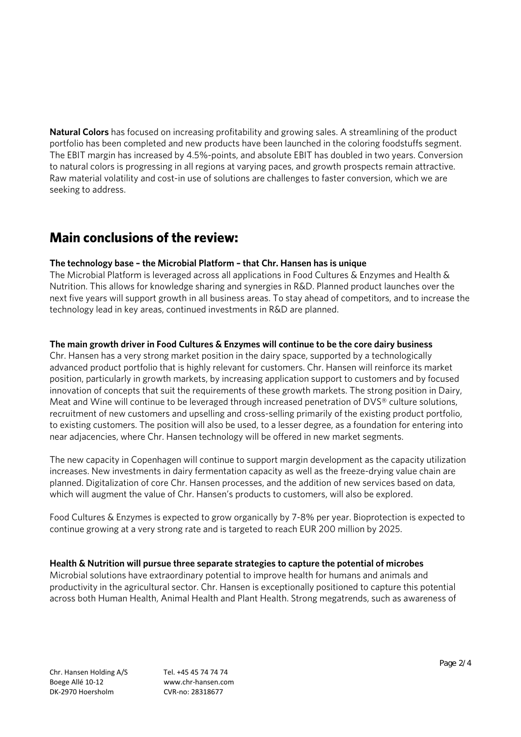**Natural Colors** has focused on increasing profitability and growing sales. A streamlining of the product portfolio has been completed and new products have been launched in the coloring foodstuffs segment. The EBIT margin has increased by 4.5%-points, and absolute EBIT has doubled in two years. Conversion to natural colors is progressing in all regions at varying paces, and growth prospects remain attractive. Raw material volatility and cost-in use of solutions are challenges to faster conversion, which we are seeking to address.

## Main conclusions of the review:

**The technology base – the Microbial Platform – that Chr. Hansen has is unique**

The Microbial Platform is leveraged across all applications in Food Cultures & Enzymes and Health & Nutrition. This allows for knowledge sharing and synergies in R&D. Planned product launches over the next five years will support growth in all business areas. To stay ahead of competitors, and to increase the technology lead in key areas, continued investments in R&D are planned.

**The main growth driver in Food Cultures & Enzymes will continue to be the core dairy business**

Chr. Hansen has a very strong market position in the dairy space, supported by a technologically advanced product portfolio that is highly relevant for customers. Chr. Hansen will reinforce its market position, particularly in growth markets, by increasing application support to customers and by focused innovation of concepts that suit the requirements of these growth markets. The strong position in Dairy, Meat and Wine will continue to be leveraged through increased penetration of DVS® culture solutions, recruitment of new customers and upselling and cross-selling primarily of the existing product portfolio, to existing customers. The position will also be used, to a lesser degree, as a foundation for entering into near adjacencies, where Chr. Hansen technology will be offered in new market segments.

The new capacity in Copenhagen will continue to support margin development as the capacity utilization increases. New investments in dairy fermentation capacity as well as the freeze-drying value chain are planned. Digitalization of core Chr. Hansen processes, and the addition of new services based on data, which will augment the value of Chr. Hansen's products to customers, will also be explored.

Food Cultures & Enzymes is expected to grow organically by 7-8% per year. Bioprotection is expected to continue growing at a very strong rate and is targeted to reach EUR 200 million by 2025.

**Health & Nutrition will pursue three separate strategies to capture the potential of microbes**

Microbial solutions have extraordinary potential to improve health for humans and animals and productivity in the agricultural sector. Chr. Hansen is exceptionally positioned to capture this potential across both Human Health, Animal Health and Plant Health. Strong megatrends, such as awareness of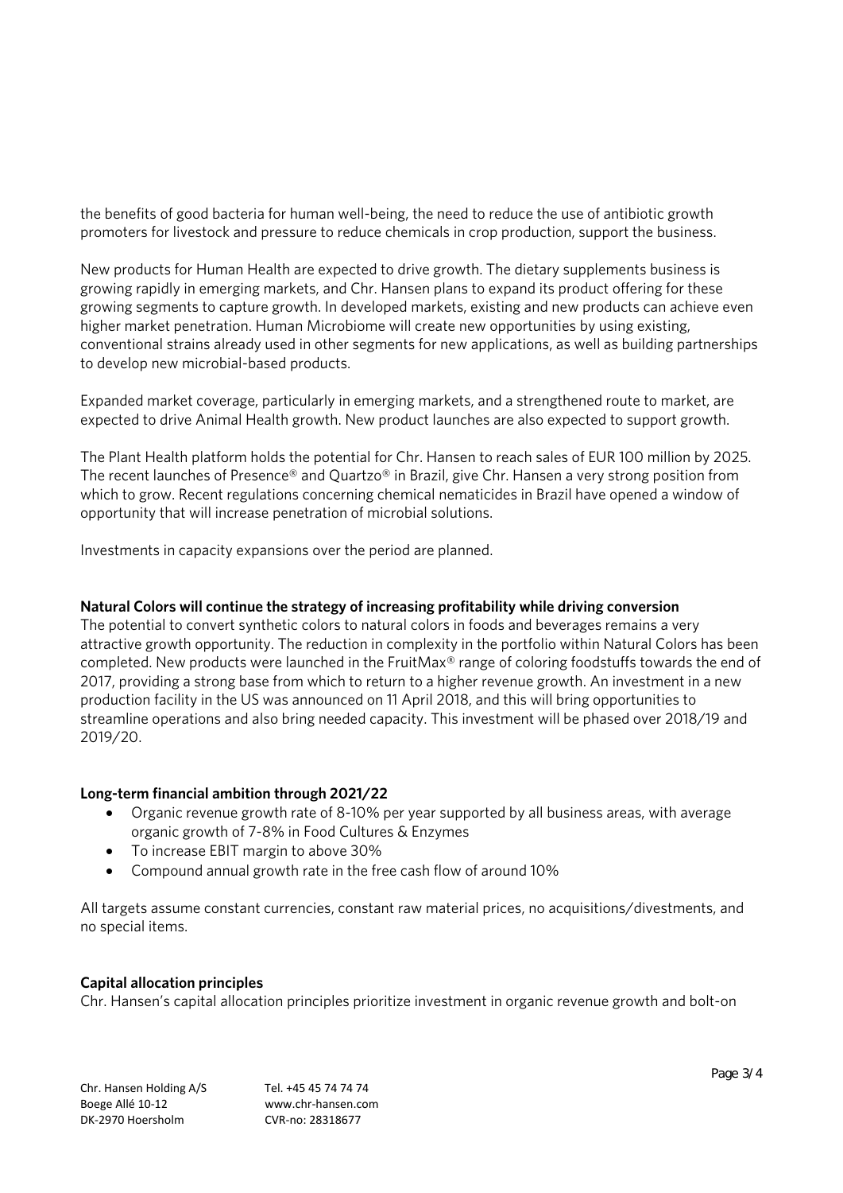the benefits of good bacteria for human well-being, the need to reduce the use of antibiotic growth promoters for livestock and pressure to reduce chemicals in crop production, support the business.

New products for Human Health are expected to drive growth. The dietary supplements business is growing rapidly in emerging markets, and Chr. Hansen plans to expand its product offering for these growing segments to capture growth. In developed markets, existing and new products can achieve even higher market penetration. Human Microbiome will create new opportunities by using existing, conventional strains already used in other segments for new applications, as well as building partnerships to develop new microbial-based products.

Expanded market coverage, particularly in emerging markets, and a strengthened route to market, are expected to drive Animal Health growth. New product launches are also expected to support growth.

The Plant Health platform holds the potential for Chr. Hansen to reach sales of EUR 100 million by 2025. The recent launches of Presence® and Quartzo® in Brazil, give Chr. Hansen a very strong position from which to grow. Recent regulations concerning chemical nematicides in Brazil have opened a window of opportunity that will increase penetration of microbial solutions.

Investments in capacity expansions over the period are planned.

**Natural Colors will continue the strategy of increasing profitability while driving conversion**

The potential to convert synthetic colors to natural colors in foods and beverages remains a very attractive growth opportunity. The reduction in complexity in the portfolio within Natural Colors has been completed. New products were launched in the FruitMax® range of coloring foodstuffs towards the end of 2017, providing a strong base from which to return to a higher revenue growth. An investment in a new production facility in the US was announced on 11 April 2018, and this will bring opportunities to streamline operations and also bring needed capacity. This investment will be phased over 2018/19 and 2019/20.

**Long-term financial ambition through 2021/22**

- Organic revenue growth rate of 8-10% per year supported by all business areas, with average organic growth of 7-8% in Food Cultures & Enzymes
- To increase EBIT margin to above 30%
- Compound annual growth rate in the free cash flow of around 10%

All targets assume constant currencies, constant raw material prices, no acquisitions/divestments, and no special items.

**Capital allocation principles**

Chr. Hansen's capital allocation principles prioritize investment in organic revenue growth and bolt-on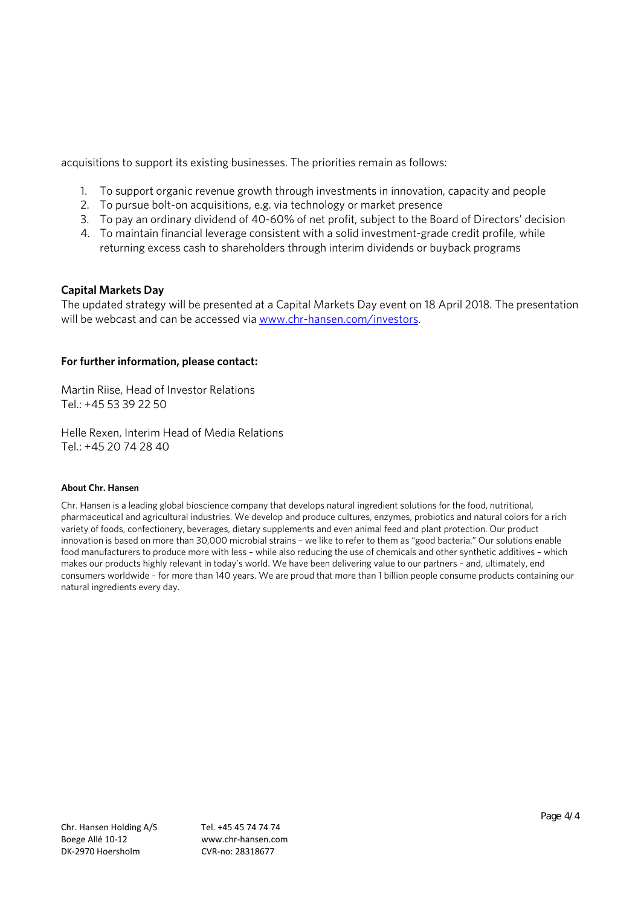acquisitions to support its existing businesses. The priorities remain as follows:

1. To support organic revenue growth through investments in innovation, capacity and people
2. To pursue bolt-on acquisitions, e.g. via technology or market presence
3. To pay an ordinary dividend of 40-60% of net profit, subject to the Board of Directors' decision
4. To maintain financial leverage consistent with a solid investment-grade credit profile, while returning excess cash to shareholders through interim dividends or buyback programs

**Capital Markets Day**

The updated strategy will be presented at a Capital Markets Day event on 18 April 2018. The presentation will be webcast and can be accessed via www.chr-hansen.com/investors.

**For further information, please contact:**

Martin Riise, Head of Investor Relations
Tel.: +45 53 39 22 50

Helle Rexen, Interim Head of Media Relations
Tel.: +45 20 74 28 40

**About Chr. Hansen**

Chr. Hansen is a leading global bioscience company that develops natural ingredient solutions for the food, nutritional, pharmaceutical and agricultural industries. We develop and produce cultures, enzymes, probiotics and natural colors for a rich variety of foods, confectionery, beverages, dietary supplements and even animal feed and plant protection. Our product innovation is based on more than 30,000 microbial strains – we like to refer to them as "good bacteria." Our solutions enable food manufacturers to produce more with less – while also reducing the use of chemicals and other synthetic additives – which makes our products highly relevant in today's world. We have been delivering value to our partners – and, ultimately, end consumers worldwide – for more than 140 years. We are proud that more than 1 billion people consume products containing our natural ingredients every day.

Chr. Hansen Holding A/S
Boege Allé 10-12
DK-2970 Hoersholm

Tel. +45 45 74 74 74
www.chr-hansen.com
CVR-no: 28318677